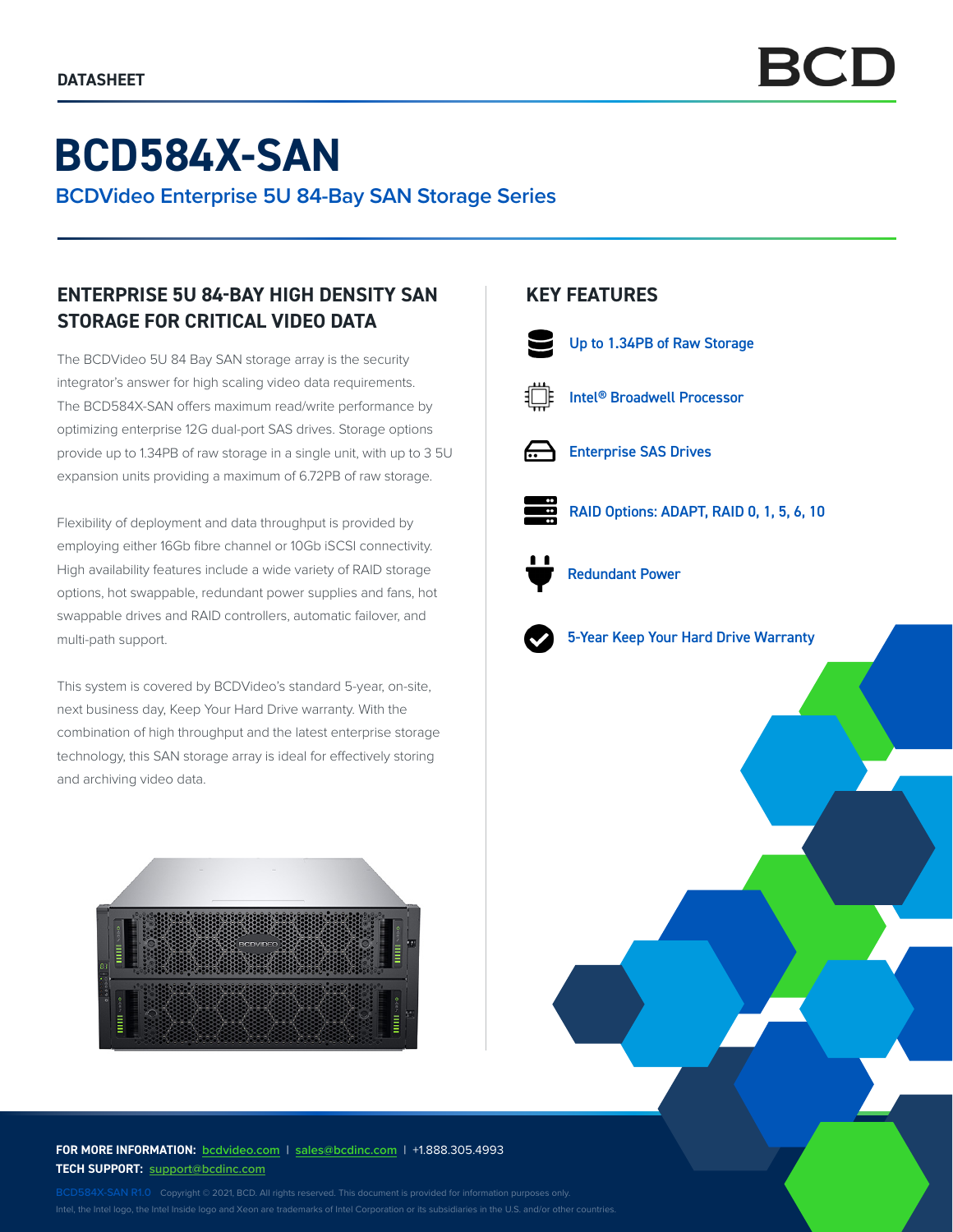DATASHEET

# BCD584X-SAN

## BCDVideo Enterprise 5U 84-Bay SAN Storage Series

### ENTERPRISE 5U 84-BAY HIGH DENSITY SAN STORAGE FOR CRITICAL VIDEO DATA

The BCDVideo 5U 84 Bay SAN storage array is the security integrator's answer for high scaling video data requirements. The BCD584X-SAN offers maximum read/write performance by optimizing enterprise 12G dual-port SAS drives. Storage options provide up to 1.34PB of raw storage in a single unit, with up to 3 5U expansion units providing a maximum of 6.72PB of raw storage.

Flexibility of deployment and data throughput is provided by employing either 16Gb fibre channel or 10Gb iSCSI connectivity. High availability features include a wide variety of RAID storage options, hot swappable, redundant power supplies and fans, hot swappable drives and RAID controllers, automatic failover, and multi-path support.

This system is covered by BCDVideo's standard 5-year, on-site, next business day, Keep Your Hard Drive warranty. With the combination of high throughput and the latest enterprise storage technology, this SAN storage array is ideal for effectively storing and archiving video data.

### KEY FEATURES

- Up to 1.34PB of Raw Storage
- Intel® Broadwell Processor
- Enterprise SAS Drives
- RAID Options: ADAPT, RAID 0, 1, 5, 6, 10
- Redundant Power
- 5-Year Keep Your Hard Drive Warranty

**FOR MORE INFORMATION:** bcdvideo.com | sales@bcdinc.com | +1.888.305.4993
**TECH SUPPORT:** support@bcdinc.com

BCD584X-SAN R1.0 Copyright © 2021, BCD. All rights reserved. This document is provided for information purposes only.
Intel, the Intel logo, the Intel Inside logo and Xeon are trademarks of Intel Corporation or its subsidiaries in the U.S. and/or other countries.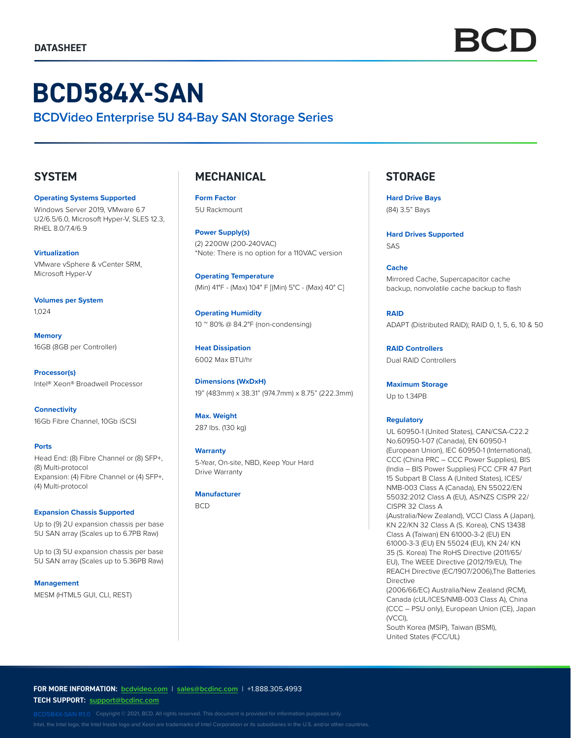DATASHEET

# BCD584X-SAN

## BCDVideo Enterprise 5U 84-Bay SAN Storage Series

## SYSTEM

**Operating Systems Supported**

Windows Server 2019, VMware 6.7 U2/6.5/6.0, Microsoft Hyper-V, SLES 12.3, RHEL 8.0/7.4/6.9

**Virtualization**

VMware vSphere & vCenter SRM, Microsoft Hyper-V

**Volumes per System**

1,024

**Memory**

16GB (8GB per Controller)

**Processor(s)**

Intel® Xeon® Broadwell Processor

**Connectivity**

16Gb Fibre Channel, 10Gb iSCSI

**Ports**

Head End: (8) Fibre Channel or (8) SFP+, (8) Multi-protocol
Expansion: (4) Fibre Channel or (4) SFP+, (4) Multi-protocol

**Expansion Chassis Supported**

Up to (9) 2U expansion chassis per base 5U SAN array (Scales up to 6.7PB Raw)

Up to (3) 5U expansion chassis per base 5U SAN array (Scales up to 5.36PB Raw)

**Management**

MESM (HTML5 GUI, CLI, REST)

## MECHANICAL

**Form Factor**

5U Rackmount

**Power Supply(s)**

(2) 2200W (200-240VAC)
*Note: There is no option for a 110VAC version

**Operating Temperature**

(Min) 41°F - (Max) 104° F [(Min) 5°C - (Max) 40° C]

**Operating Humidity**

10 ~ 80% @ 84.2°F (non-condensing)

**Heat Dissipation**

6002 Max BTU/hr

**Dimensions (WxDxH)**

19" (483mm) x 38.31" (974.7mm) x 8.75" (222.3mm)

**Max. Weight**

287 lbs. (130 kg)

**Warranty**

5-Year, On-site, NBD, Keep Your Hard Drive Warranty

**Manufacturer**

BCD

## STORAGE

**Hard Drive Bays**

(84) 3.5" Bays

**Hard Drives Supported**

SAS

**Cache**

Mirrored Cache, Supercapacitor cache backup, nonvolatile cache backup to flash

**RAID**

ADAPT (Distributed RAID); RAID 0, 1, 5, 6, 10 & 50

**RAID Controllers**

Dual RAID Controllers

**Maximum Storage**

Up to 1.34PB

**Regulatory**

UL 60950-1 (United States), CAN/CSA-C22.2 No.60950-1-07 (Canada), EN 60950-1 (European Union), IEC 60950-1 (International), CCC (China PRC – CCC Power Supplies), BIS (India – BIS Power Supplies) FCC CFR 47 Part 15 Subpart B Class A (United States), ICES/NMB-003 Class A (Canada), EN 55022/EN 55032:2012 Class A (EU), AS/NZS CISPR 22/CISPR 32 Class A
(Australia/New Zealand), VCCI Class A (Japan), KN 22/KN 32 Class A (S. Korea), CNS 13438 Class A (Taiwan) EN 61000-3-2 (EU) EN 61000-3-3 (EU) EN 55024 (EU), KN 24/ KN 35 (S. Korea) The RoHS Directive (2011/65/EU), The WEEE Directive (2012/19/EU), The REACH Directive (EC/1907/2006),The Batteries Directive
(2006/66/EC) Australia/New Zealand (RCM), Canada (cUL/ICES/NMB-003 Class A), China (CCC – PSU only), European Union (CE), Japan (VCCI),
South Korea (MSIP), Taiwan (BSMI),
United States (FCC/UL)

**FOR MORE INFORMATION:** bcdvideo.com | sales@bcdinc.com | +1.888.305.4993
**TECH SUPPORT:** support@bcdinc.com

BCD584X-SAN R1.0 Copyright © 2021, BCD. All rights reserved. This document is provided for information purposes only.
Intel, the Intel logo, the Intel Inside logo and Xeon are trademarks of Intel Corporation or its subsidiaries in the U.S. and/or other countries.